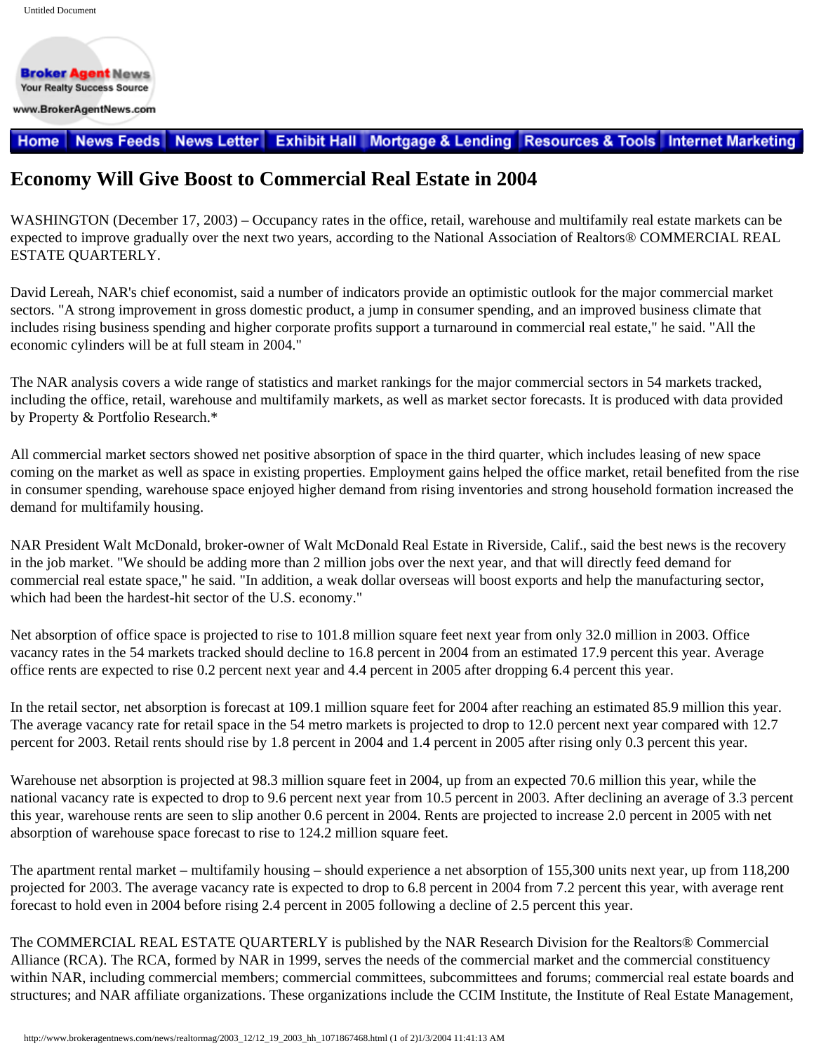Broker Agent News
Your Realty Success Source
www.BrokerAgentNews.com

Home | News Feeds | News Letter | Exhibit Hall | Mortgage & Lending | Resources & Tools | Internet Marketing

# Economy Will Give Boost to Commercial Real Estate in 2004

WASHINGTON (December 17, 2003) – Occupancy rates in the office, retail, warehouse and multifamily real estate markets can be expected to improve gradually over the next two years, according to the National Association of Realtors® COMMERCIAL REAL ESTATE QUARTERLY.

David Lereah, NAR's chief economist, said a number of indicators provide an optimistic outlook for the major commercial market sectors. "A strong improvement in gross domestic product, a jump in consumer spending, and an improved business climate that includes rising business spending and higher corporate profits support a turnaround in commercial real estate," he said. "All the economic cylinders will be at full steam in 2004."

The NAR analysis covers a wide range of statistics and market rankings for the major commercial sectors in 54 markets tracked, including the office, retail, warehouse and multifamily markets, as well as market sector forecasts. It is produced with data provided by Property & Portfolio Research.*

All commercial market sectors showed net positive absorption of space in the third quarter, which includes leasing of new space coming on the market as well as space in existing properties. Employment gains helped the office market, retail benefited from the rise in consumer spending, warehouse space enjoyed higher demand from rising inventories and strong household formation increased the demand for multifamily housing.

NAR President Walt McDonald, broker-owner of Walt McDonald Real Estate in Riverside, Calif., said the best news is the recovery in the job market. "We should be adding more than 2 million jobs over the next year, and that will directly feed demand for commercial real estate space," he said. "In addition, a weak dollar overseas will boost exports and help the manufacturing sector, which had been the hardest-hit sector of the U.S. economy."

Net absorption of office space is projected to rise to 101.8 million square feet next year from only 32.0 million in 2003. Office vacancy rates in the 54 markets tracked should decline to 16.8 percent in 2004 from an estimated 17.9 percent this year. Average office rents are expected to rise 0.2 percent next year and 4.4 percent in 2005 after dropping 6.4 percent this year.

In the retail sector, net absorption is forecast at 109.1 million square feet for 2004 after reaching an estimated 85.9 million this year. The average vacancy rate for retail space in the 54 metro markets is projected to drop to 12.0 percent next year compared with 12.7 percent for 2003. Retail rents should rise by 1.8 percent in 2004 and 1.4 percent in 2005 after rising only 0.3 percent this year.

Warehouse net absorption is projected at 98.3 million square feet in 2004, up from an expected 70.6 million this year, while the national vacancy rate is expected to drop to 9.6 percent next year from 10.5 percent in 2003. After declining an average of 3.3 percent this year, warehouse rents are seen to slip another 0.6 percent in 2004. Rents are projected to increase 2.0 percent in 2005 with net absorption of warehouse space forecast to rise to 124.2 million square feet.

The apartment rental market – multifamily housing – should experience a net absorption of 155,300 units next year, up from 118,200 projected for 2003. The average vacancy rate is expected to drop to 6.8 percent in 2004 from 7.2 percent this year, with average rent forecast to hold even in 2004 before rising 2.4 percent in 2005 following a decline of 2.5 percent this year.

The COMMERCIAL REAL ESTATE QUARTERLY is published by the NAR Research Division for the Realtors® Commercial Alliance (RCA). The RCA, formed by NAR in 1999, serves the needs of the commercial market and the commercial constituency within NAR, including commercial members; commercial committees, subcommittees and forums; commercial real estate boards and structures; and NAR affiliate organizations. These organizations include the CCIM Institute, the Institute of Real Estate Management,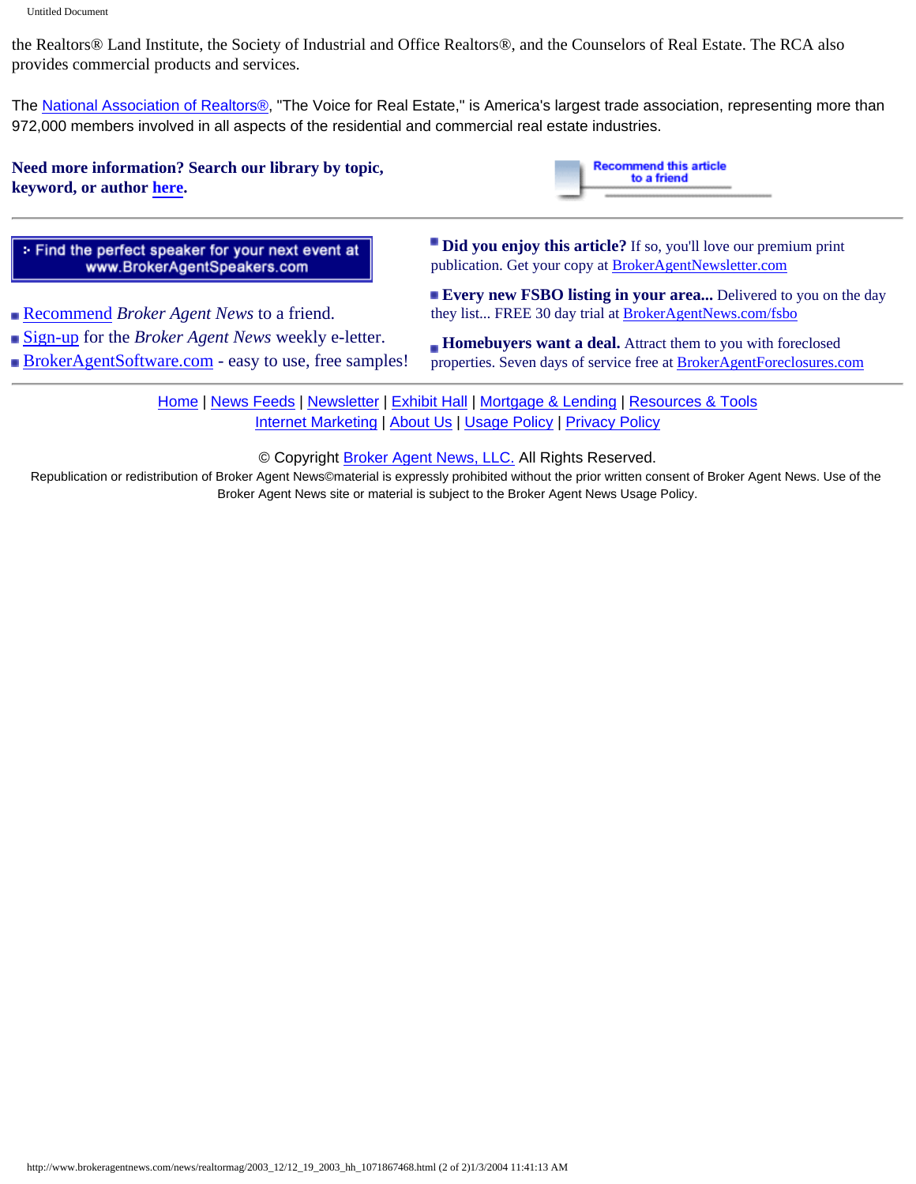the Realtors® Land Institute, the Society of Industrial and Office Realtors®, and the Counselors of Real Estate. The RCA also provides commercial products and services.

The National Association of Realtors®, "The Voice for Real Estate," is America's largest trade association, representing more than 972,000 members involved in all aspects of the residential and commercial real estate industries.

**Need more information? Search our library by topic, keyword, or author here.**

Recommend this article to a friend

---

:: Find the perfect speaker for your next event at www.BrokerAgentSpeakers.com

- Recommend *Broker Agent News* to a friend.
- Sign-up for the *Broker Agent News* weekly e-letter.
- BrokerAgentSoftware.com - easy to use, free samples!

- **Did you enjoy this article?** If so, you'll love our premium print publication. Get your copy at BrokerAgentNewsletter.com
- **Every new FSBO listing in your area...** Delivered to you on the day they list... FREE 30 day trial at BrokerAgentNews.com/fsbo
- **Homebuyers want a deal.** Attract them to you with foreclosed properties. Seven days of service free at BrokerAgentForeclosures.com

---

Home | News Feeds | Newsletter | Exhibit Hall | Mortgage & Lending | Resources & Tools
Internet Marketing | About Us | Usage Policy | Privacy Policy

© Copyright Broker Agent News, LLC. All Rights Reserved.

Republication or redistribution of Broker Agent News©material is expressly prohibited without the prior written consent of Broker Agent News. Use of the Broker Agent News site or material is subject to the Broker Agent News Usage Policy.